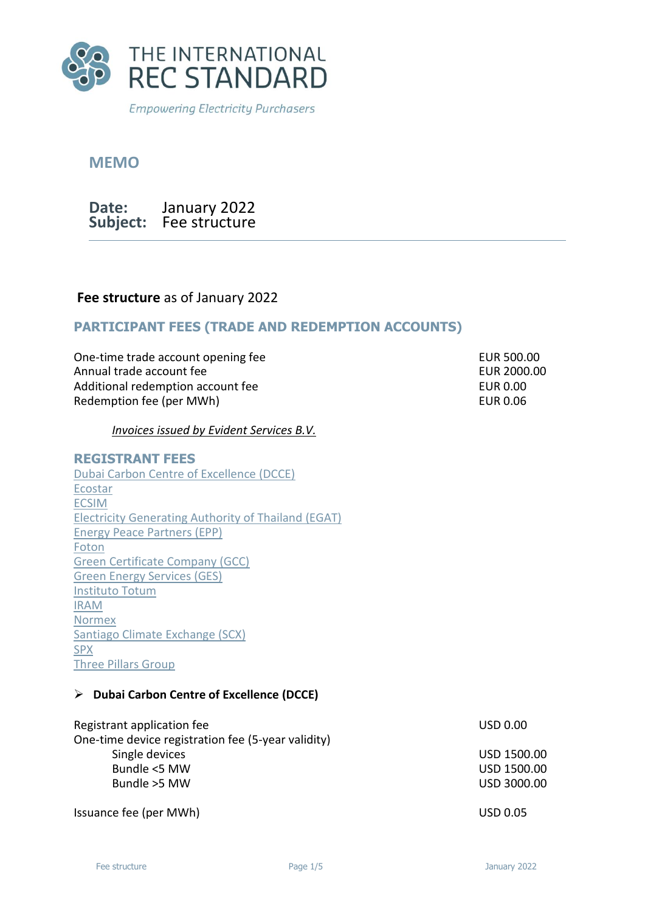# THE INTERNATIONAL REC STANDARD

*Empowering Electricity Purchasers*

## MEMO

**Date:** January 2022
**Subject:** Fee structure

---

**Fee structure** as of January 2022

## PARTICIPANT FEES (TRADE AND REDEMPTION ACCOUNTS)

| | |
|---|---|
| One-time trade account opening fee | EUR 500.00 |
| Annual trade account fee | EUR 2000.00 |
| Additional redemption account fee | EUR 0.00 |
| Redemption fee (per MWh) | EUR 0.06 |

*Invoices issued by Evident Services B.V.*

## REGISTRANT FEES

- Dubai Carbon Centre of Excellence (DCCE)
- Ecostar
- ECSIM
- Electricity Generating Authority of Thailand (EGAT)
- Energy Peace Partners (EPP)
- Foton
- Green Certificate Company (GCC)
- Green Energy Services (GES)
- Instituto Totum
- IRAM
- Normex
- Santiago Climate Exchange (SCX)
- SPX
- Three Pillars Group

### ➢ Dubai Carbon Centre of Excellence (DCCE)

| | |
|---|---|
| Registrant application fee | USD 0.00 |
| One-time device registration fee (5-year validity) | |
| Single devices | USD 1500.00 |
| Bundle <5 MW | USD 1500.00 |
| Bundle >5 MW | USD 3000.00 |
| Issuance fee (per MWh) | USD 0.05 |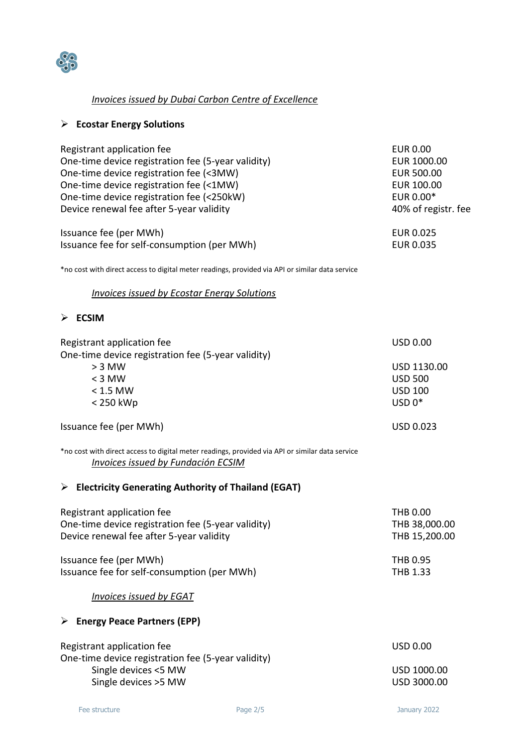*<u>Invoices issued by Dubai Carbon Centre of Excellence</u>*

- **Ecostar Energy Solutions**

| | |
|---|---|
| Registrant application fee | EUR 0.00 |
| One-time device registration fee (5-year validity) | EUR 1000.00 |
| One-time device registration fee (<3MW) | EUR 500.00 |
| One-time device registration fee (<1MW) | EUR 100.00 |
| One-time device registration fee (<250kW) | EUR 0.00* |
| Device renewal fee after 5-year validity | 40% of registr. fee |
| Issuance fee (per MWh) | EUR 0.025 |
| Issuance fee for self-consumption (per MWh) | EUR 0.035 |

*no cost with direct access to digital meter readings, provided via API or similar data service

*<u>Invoices issued by Ecostar Energy Solutions</u>*

- **ECSIM**

| | |
|---|---|
| Registrant application fee | USD 0.00 |
| One-time device registration fee (5-year validity) | |
| > 3 MW | USD 1130.00 |
| < 3 MW | USD 500 |
| < 1.5 MW | USD 100 |
| < 250 kWp | USD 0* |
| Issuance fee (per MWh) | USD 0.023 |

*no cost with direct access to digital meter readings, provided via API or similar data service

*<u>Invoices issued by Fundación ECSIM</u>*

- **Electricity Generating Authority of Thailand (EGAT)**

| | |
|---|---|
| Registrant application fee | THB 0.00 |
| One-time device registration fee (5-year validity) | THB 38,000.00 |
| Device renewal fee after 5-year validity | THB 15,200.00 |
| Issuance fee (per MWh) | THB 0.95 |
| Issuance fee for self-consumption (per MWh) | THB 1.33 |

*<u>Invoices issued by EGAT</u>*

- **Energy Peace Partners (EPP)**

| | |
|---|---|
| Registrant application fee | USD 0.00 |
| One-time device registration fee (5-year validity) | |
| Single devices <5 MW | USD 1000.00 |
| Single devices >5 MW | USD 3000.00 |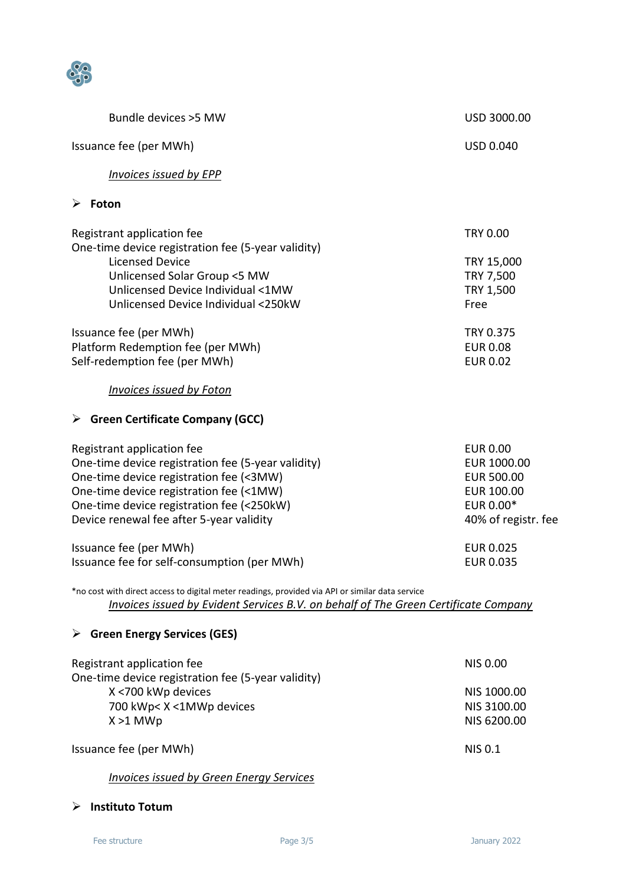| | |
|---|---|
| Bundle devices >5 MW | USD 3000.00 |
| Issuance fee (per MWh) | USD 0.040 |

*Invoices issued by EPP*

- **Foton**

| | |
|---|---|
| Registrant application fee | TRY 0.00 |
| One-time device registration fee (5-year validity) | |
| Licensed Device | TRY 15,000 |
| Unlicensed Solar Group <5 MW | TRY 7,500 |
| Unlicensed Device Individual <1MW | TRY 1,500 |
| Unlicensed Device Individual <250kW | Free |
| Issuance fee (per MWh) | TRY 0.375 |
| Platform Redemption fee (per MWh) | EUR 0.08 |
| Self-redemption fee (per MWh) | EUR 0.02 |

*Invoices issued by Foton*

- **Green Certificate Company (GCC)**

| | |
|---|---|
| Registrant application fee | EUR 0.00 |
| One-time device registration fee (5-year validity) | EUR 1000.00 |
| One-time device registration fee (<3MW) | EUR 500.00 |
| One-time device registration fee (<1MW) | EUR 100.00 |
| One-time device registration fee (<250kW) | EUR 0.00* |
| Device renewal fee after 5-year validity | 40% of registr. fee |
| Issuance fee (per MWh) | EUR 0.025 |
| Issuance fee for self-consumption (per MWh) | EUR 0.035 |

*no cost with direct access to digital meter readings, provided via API or similar data service

*Invoices issued by Evident Services B.V. on behalf of The Green Certificate Company*

- **Green Energy Services (GES)**

| | |
|---|---|
| Registrant application fee | NIS 0.00 |
| One-time device registration fee (5-year validity) | |
| X <700 kWp devices | NIS 1000.00 |
| 700 kWp< X <1MWp devices | NIS 3100.00 |
| X >1 MWp | NIS 6200.00 |
| Issuance fee (per MWh) | NIS 0.1 |

*Invoices issued by Green Energy Services*

- **Instituto Totum**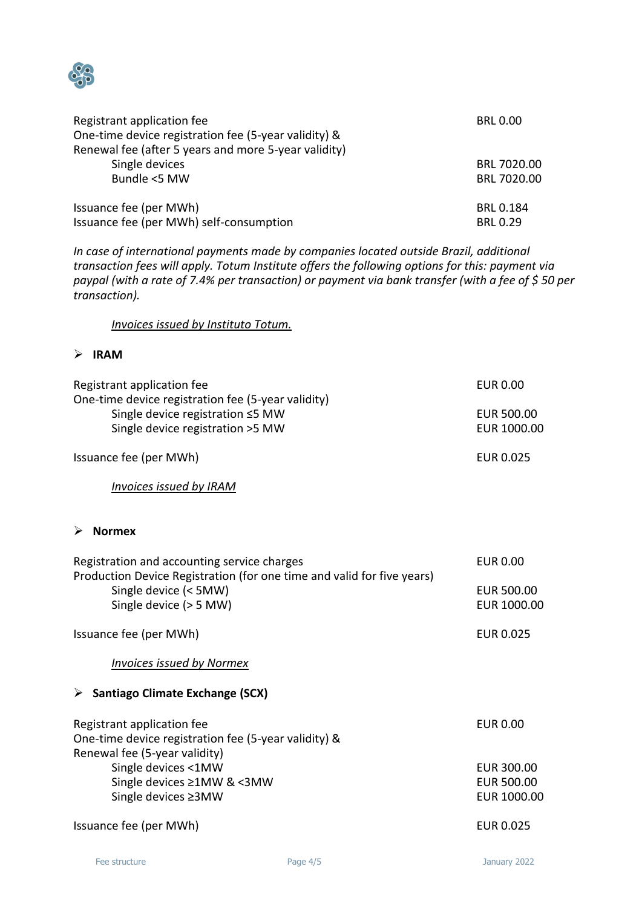| | |
|---|---|
| Registrant application fee | BRL 0.00 |
| One-time device registration fee (5-year validity) & Renewal fee (after 5 years and more 5-year validity) | |
| Single devices | BRL 7020.00 |
| Bundle <5 MW | BRL 7020.00 |
| Issuance fee (per MWh) | BRL 0.184 |
| Issuance fee (per MWh) self-consumption | BRL 0.29 |

*In case of international payments made by companies located outside Brazil, additional transaction fees will apply. Totum Institute offers the following options for this: payment via paypal (with a rate of 7.4% per transaction) or payment via bank transfer (with a fee of $ 50 per transaction).*

*Invoices issued by Instituto Totum.*

- **IRAM**

| | |
|---|---|
| Registrant application fee | EUR 0.00 |
| One-time device registration fee (5-year validity) | |
| Single device registration ≤5 MW | EUR 500.00 |
| Single device registration >5 MW | EUR 1000.00 |
| Issuance fee (per MWh) | EUR 0.025 |

*Invoices issued by IRAM*

- **Normex**

| | |
|---|---|
| Registration and accounting service charges | EUR 0.00 |
| Production Device Registration (for one time and valid for five years) | |
| Single device (< 5MW) | EUR 500.00 |
| Single device (> 5 MW) | EUR 1000.00 |
| Issuance fee (per MWh) | EUR 0.025 |

*Invoices issued by Normex*

- **Santiago Climate Exchange (SCX)**

| | |
|---|---|
| Registrant application fee | EUR 0.00 |
| One-time device registration fee (5-year validity) & Renewal fee (5-year validity) | |
| Single devices <1MW | EUR 300.00 |
| Single devices ≥1MW & <3MW | EUR 500.00 |
| Single devices ≥3MW | EUR 1000.00 |
| Issuance fee (per MWh) | EUR 0.025 |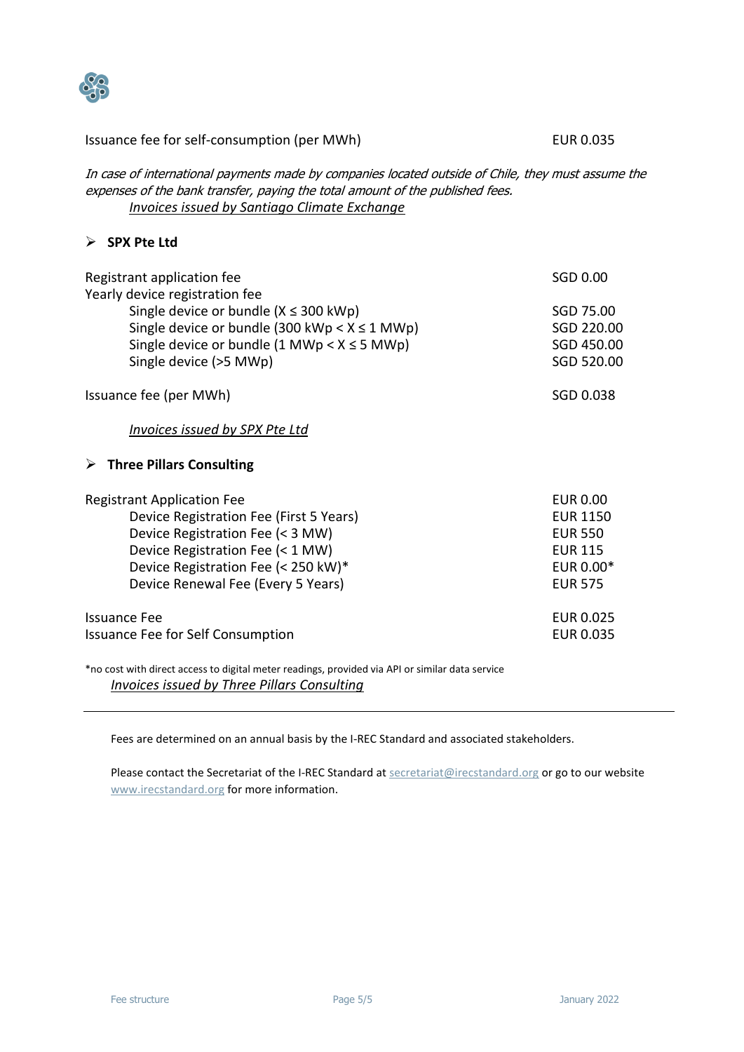| | |
|---|---|
| Issuance fee for self-consumption (per MWh) | EUR 0.035 |

*In case of international payments made by companies located outside of Chile, they must assume the expenses of the bank transfer, paying the total amount of the published fees.*

*Invoices issued by Santiago Climate Exchange*

- **SPX Pte Ltd**

| | |
|---|---|
| Registrant application fee | SGD 0.00 |
| Yearly device registration fee | |
| Single device or bundle (X ≤ 300 kWp) | SGD 75.00 |
| Single device or bundle (300 kWp < X ≤ 1 MWp) | SGD 220.00 |
| Single device or bundle (1 MWp < X ≤ 5 MWp) | SGD 450.00 |
| Single device (>5 MWp) | SGD 520.00 |
| Issuance fee (per MWh) | SGD 0.038 |

*Invoices issued by SPX Pte Ltd*

- **Three Pillars Consulting**

| | |
|---|---|
| Registrant Application Fee | EUR 0.00 |
| Device Registration Fee (First 5 Years) | EUR 1150 |
| Device Registration Fee (< 3 MW) | EUR 550 |
| Device Registration Fee (< 1 MW) | EUR 115 |
| Device Registration Fee (< 250 kW)* | EUR 0.00* |
| Device Renewal Fee (Every 5 Years) | EUR 575 |
| Issuance Fee | EUR 0.025 |
| Issuance Fee for Self Consumption | EUR 0.035 |

*no cost with direct access to digital meter readings, provided via API or similar data service

*Invoices issued by Three Pillars Consulting*

---

Fees are determined on an annual basis by the I-REC Standard and associated stakeholders.

Please contact the Secretariat of the I-REC Standard at secretariat@irecstandard.org or go to our website www.irecstandard.org for more information.